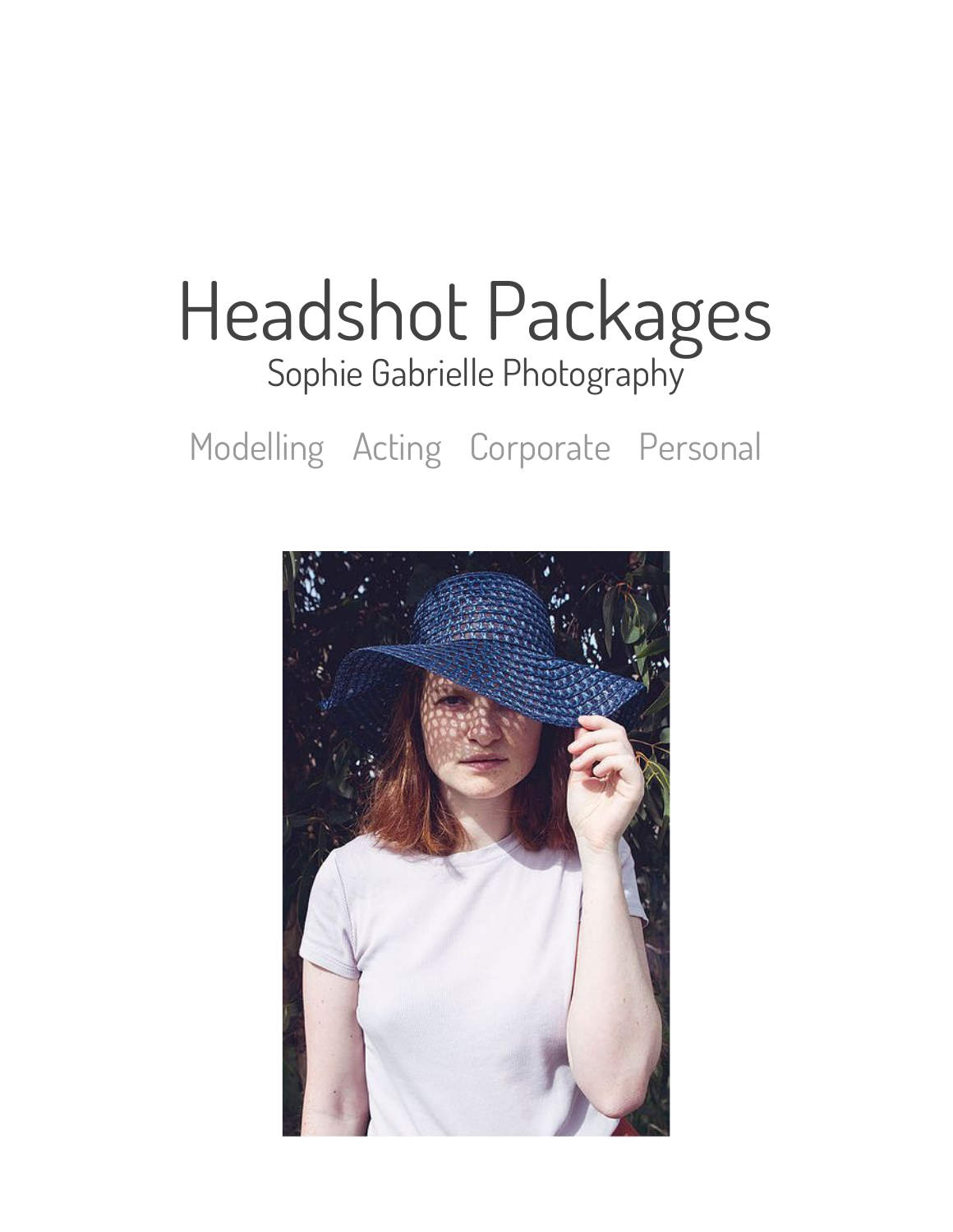# Headshot Packages

Sophie Gabrielle Photography

Modelling   Acting   Corporate   Personal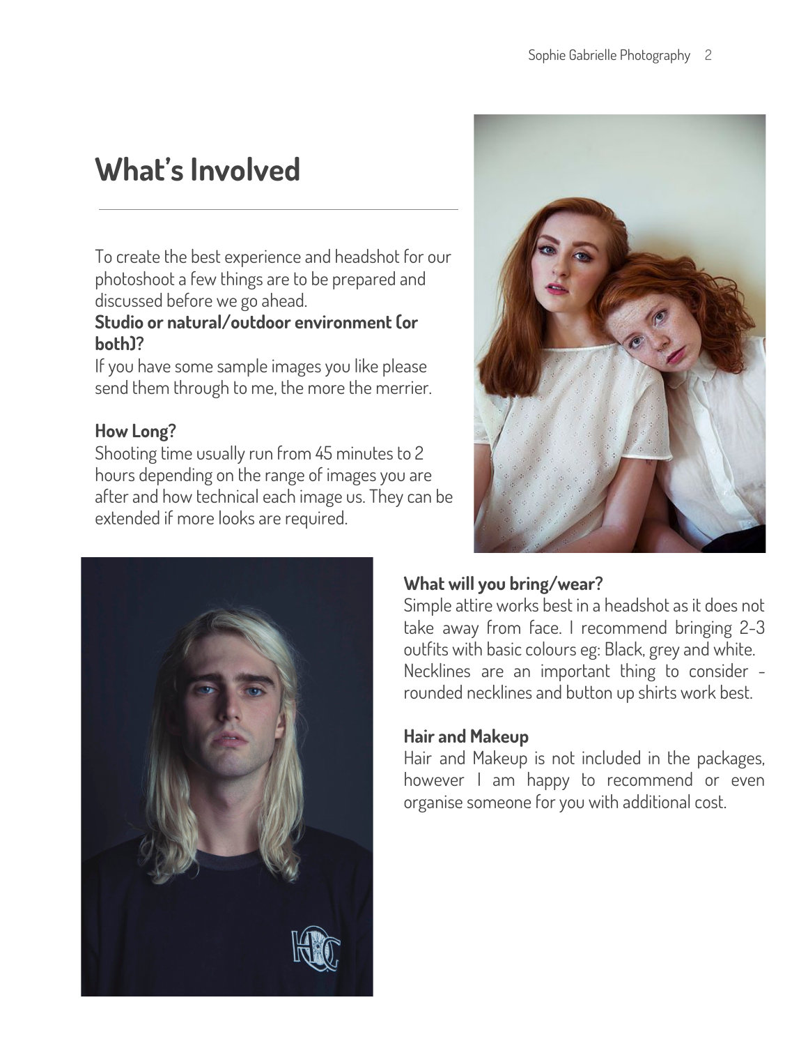# What's Involved

To create the best experience and headshot for our photoshoot a few things are to be prepared and discussed before we go ahead.

**Studio or natural/outdoor environment (or both)?**

If you have some sample images you like please send them through to me, the more the merrier.

**How Long?**

Shooting time usually run from 45 minutes to 2 hours depending on the range of images you are after and how technical each image us. They can be extended if more looks are required.

**What will you bring/wear?**

Simple attire works best in a headshot as it does not take away from face. I recommend bringing 2-3 outfits with basic colours eg: Black, grey and white. Necklines are an important thing to consider - rounded necklines and button up shirts work best.

**Hair and Makeup**

Hair and Makeup is not included in the packages, however I am happy to recommend or even organise someone for you with additional cost.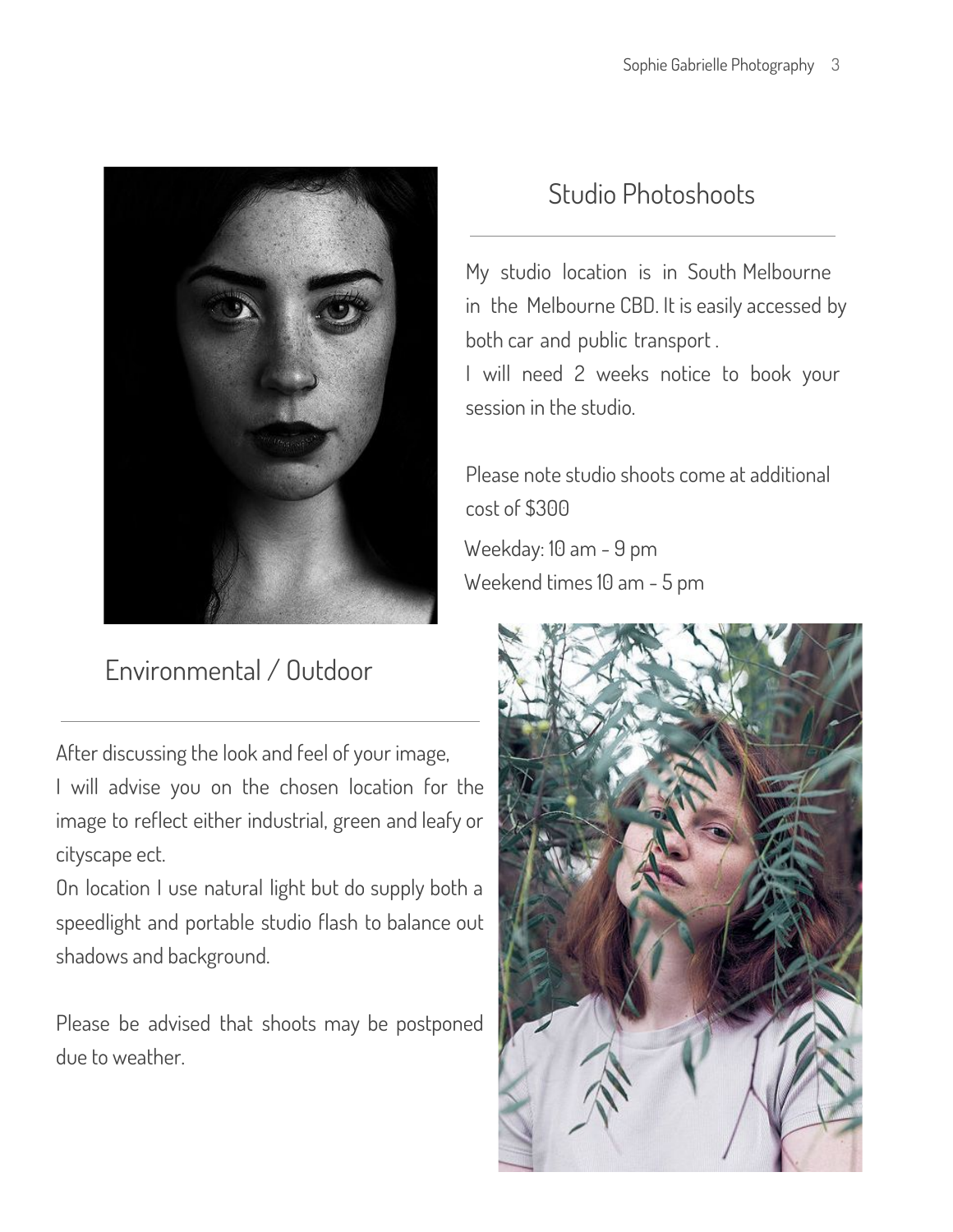## Studio Photoshoots

My studio location is in South Melbourne in the Melbourne CBD. It is easily accessed by both car and public transport .
I will need 2 weeks notice to book your session in the studio.

Please note studio shoots come at additional cost of $300

Weekday: 10 am - 9 pm
Weekend times 10 am - 5 pm

## Environmental / Outdoor

After discussing the look and feel of your image,
I will advise you on the chosen location for the image to reflect either industrial, green and leafy or cityscape ect.
On location I use natural light but do supply both a speedlight and portable studio flash to balance out shadows and background.

Please be advised that shoots may be postponed due to weather.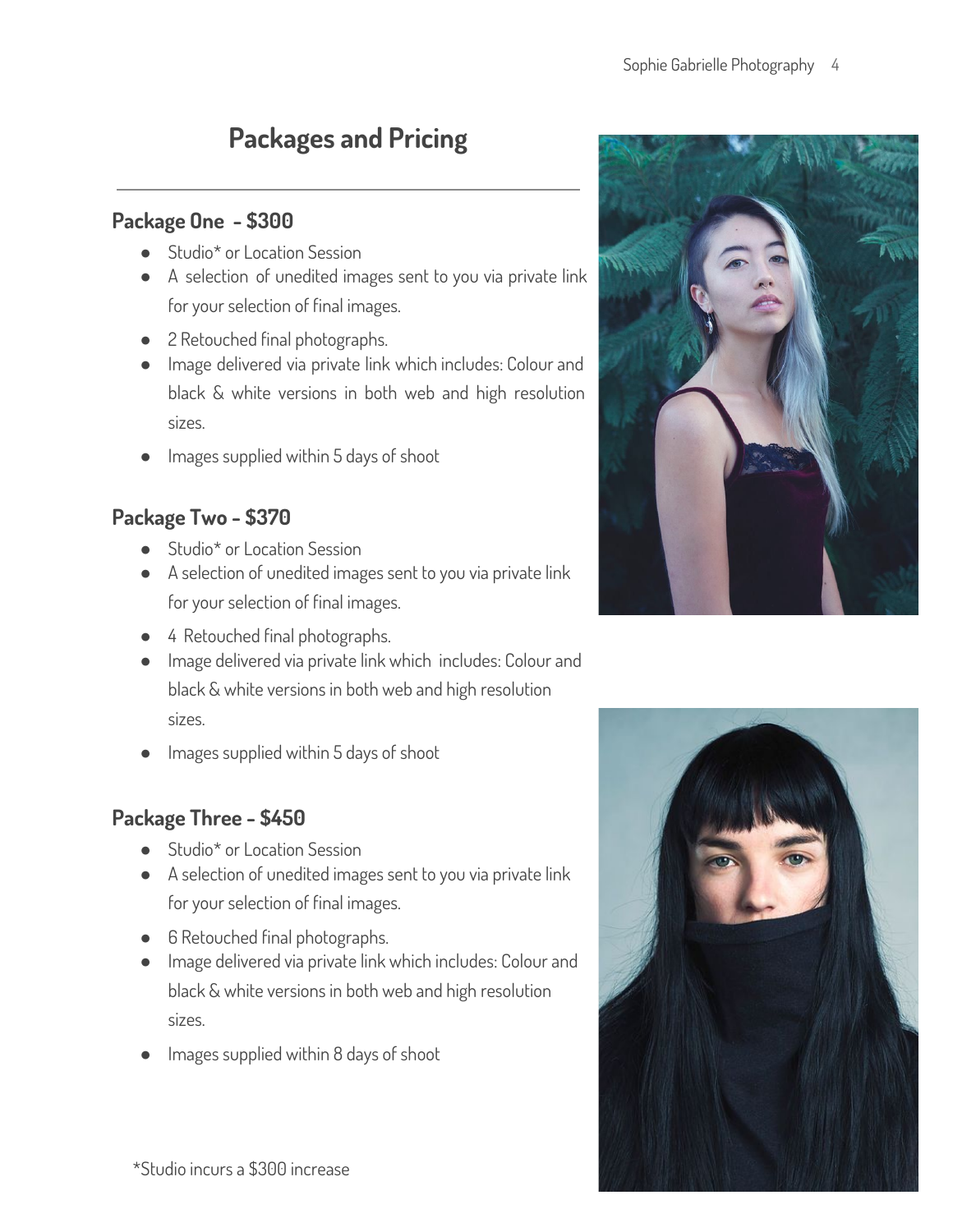# Packages and Pricing

### Package One - $300

- Studio* or Location Session
- A selection of unedited images sent to you via private link for your selection of final images.
- 2 Retouched final photographs.
- Image delivered via private link which includes: Colour and black & white versions in both web and high resolution sizes.
- Images supplied within 5 days of shoot

### Package Two - $370

- Studio* or Location Session
- A selection of unedited images sent to you via private link for your selection of final images.
- 4 Retouched final photographs.
- Image delivered via private link which includes: Colour and black & white versions in both web and high resolution sizes.
- Images supplied within 5 days of shoot

### Package Three - $450

- Studio* or Location Session
- A selection of unedited images sent to you via private link for your selection of final images.
- 6 Retouched final photographs.
- Image delivered via private link which includes: Colour and black & white versions in both web and high resolution sizes.
- Images supplied within 8 days of shoot

*Studio incurs a $300 increase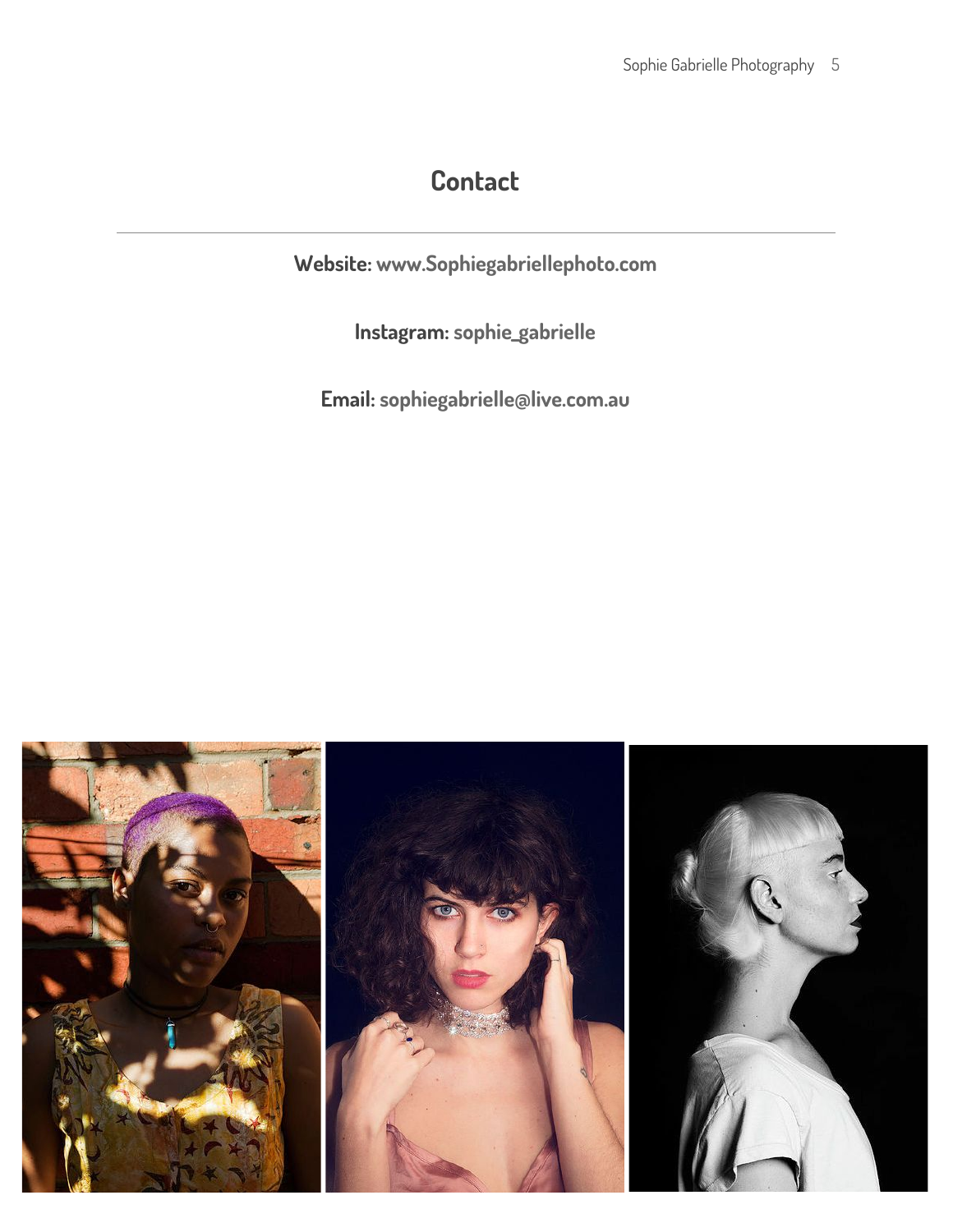## Contact

**Website:** **www.Sophiegabriellephoto.com**

**Instagram:** **sophie_gabrielle**

**Email:** **sophiegabrielle@live.com.au**